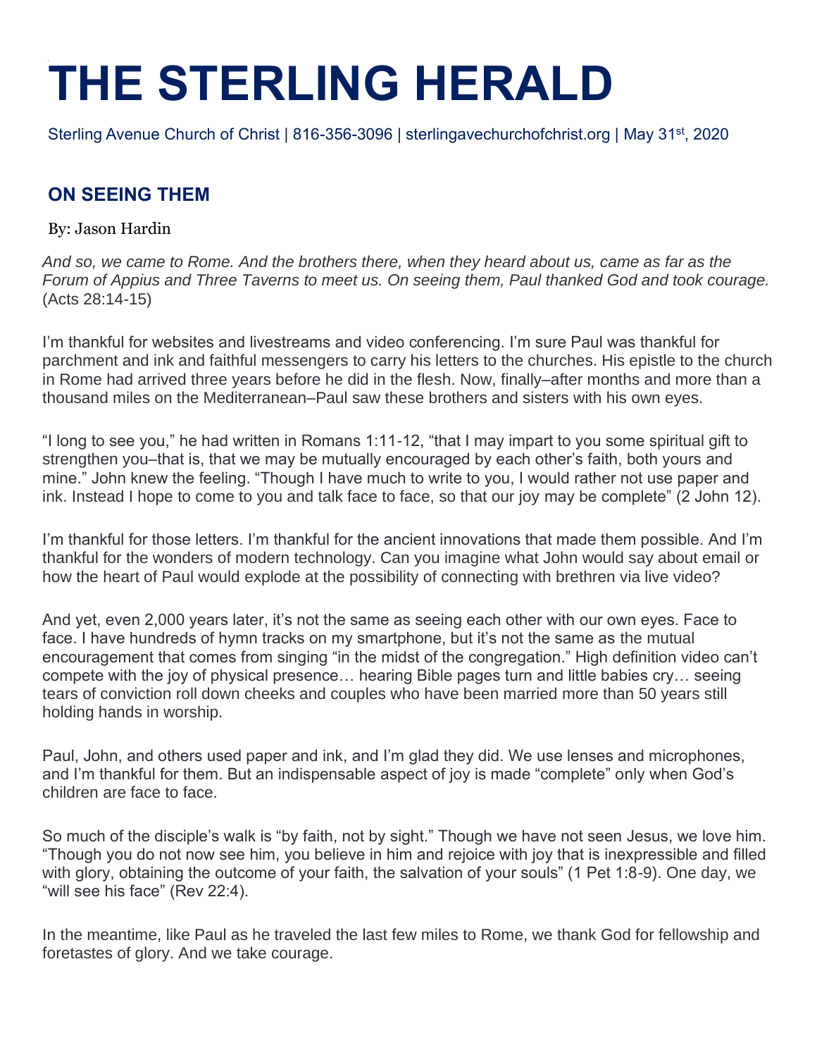# THE STERLING HERALD

Sterling Avenue Church of Christ | 816-356-3096 | sterlingavechurchofchrist.org | May 31st, 2020

## ON SEEING THEM

By: Jason Hardin

*And so, we came to Rome. And the brothers there, when they heard about us, came as far as the Forum of Appius and Three Taverns to meet us. On seeing them, Paul thanked God and took courage.* (Acts 28:14-15)

I'm thankful for websites and livestreams and video conferencing. I'm sure Paul was thankful for parchment and ink and faithful messengers to carry his letters to the churches. His epistle to the church in Rome had arrived three years before he did in the flesh. Now, finally–after months and more than a thousand miles on the Mediterranean–Paul saw these brothers and sisters with his own eyes.

"I long to see you," he had written in Romans 1:11-12, "that I may impart to you some spiritual gift to strengthen you–that is, that we may be mutually encouraged by each other's faith, both yours and mine." John knew the feeling. "Though I have much to write to you, I would rather not use paper and ink. Instead I hope to come to you and talk face to face, so that our joy may be complete" (2 John 12).

I'm thankful for those letters. I'm thankful for the ancient innovations that made them possible. And I'm thankful for the wonders of modern technology. Can you imagine what John would say about email or how the heart of Paul would explode at the possibility of connecting with brethren via live video?

And yet, even 2,000 years later, it's not the same as seeing each other with our own eyes. Face to face. I have hundreds of hymn tracks on my smartphone, but it's not the same as the mutual encouragement that comes from singing "in the midst of the congregation." High definition video can't compete with the joy of physical presence… hearing Bible pages turn and little babies cry… seeing tears of conviction roll down cheeks and couples who have been married more than 50 years still holding hands in worship.

Paul, John, and others used paper and ink, and I'm glad they did. We use lenses and microphones, and I'm thankful for them. But an indispensable aspect of joy is made "complete" only when God's children are face to face.

So much of the disciple's walk is "by faith, not by sight." Though we have not seen Jesus, we love him. "Though you do not now see him, you believe in him and rejoice with joy that is inexpressible and filled with glory, obtaining the outcome of your faith, the salvation of your souls" (1 Pet 1:8-9). One day, we "will see his face" (Rev 22:4).

In the meantime, like Paul as he traveled the last few miles to Rome, we thank God for fellowship and foretastes of glory. And we take courage.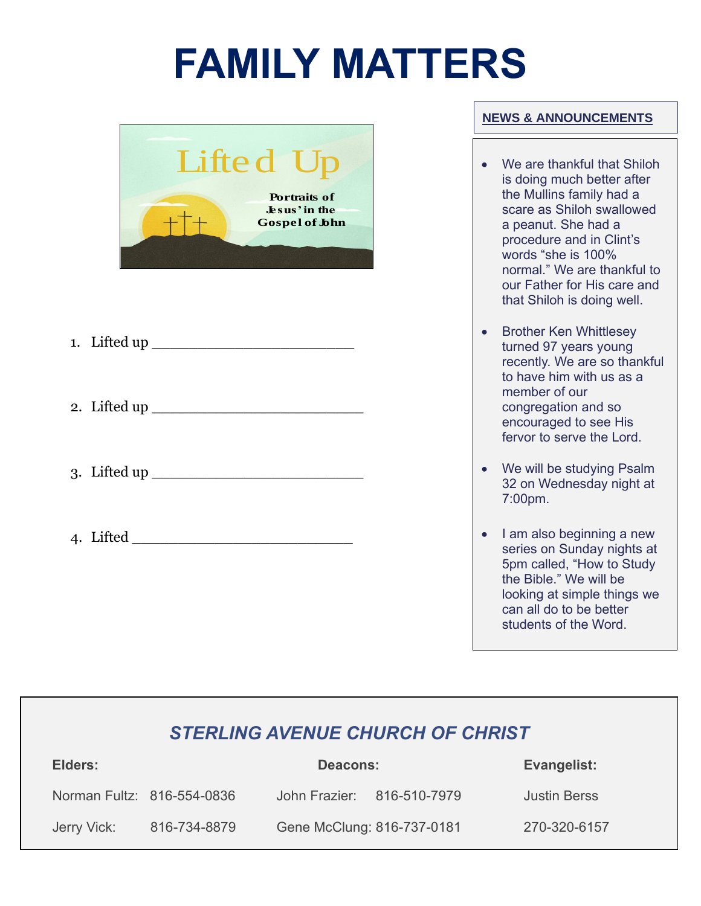# FAMILY MATTERS

Lifted Up

Portraits of Jesus' in the Gospel of John

1. Lifted up ______________________
2. Lifted up _______________________
3. Lifted up _______________________
4. Lifted ________________________

**NEWS & ANNOUNCEMENTS**

- We are thankful that Shiloh is doing much better after the Mullins family had a scare as Shiloh swallowed a peanut. She had a procedure and in Clint's words "she is 100% normal." We are thankful to our Father for His care and that Shiloh is doing well.
- Brother Ken Whittlesey turned 97 years young recently. We are so thankful to have him with us as a member of our congregation and so encouraged to see His fervor to serve the Lord.
- We will be studying Psalm 32 on Wednesday night at 7:00pm.
- I am also beginning a new series on Sunday nights at 5pm called, "How to Study the Bible." We will be looking at simple things we can all do to be better students of the Word.

## *STERLING AVENUE CHURCH OF CHRIST*

| **Elders:** | | **Deacons:** | | **Evangelist:** |
|---|---|---|---|---|
| Norman Fultz: | 816-554-0836 | John Frazier: | 816-510-7979 | Justin Berss |
| Jerry Vick: | 816-734-8879 | Gene McClung: | 816-737-0181 | 270-320-6157 |